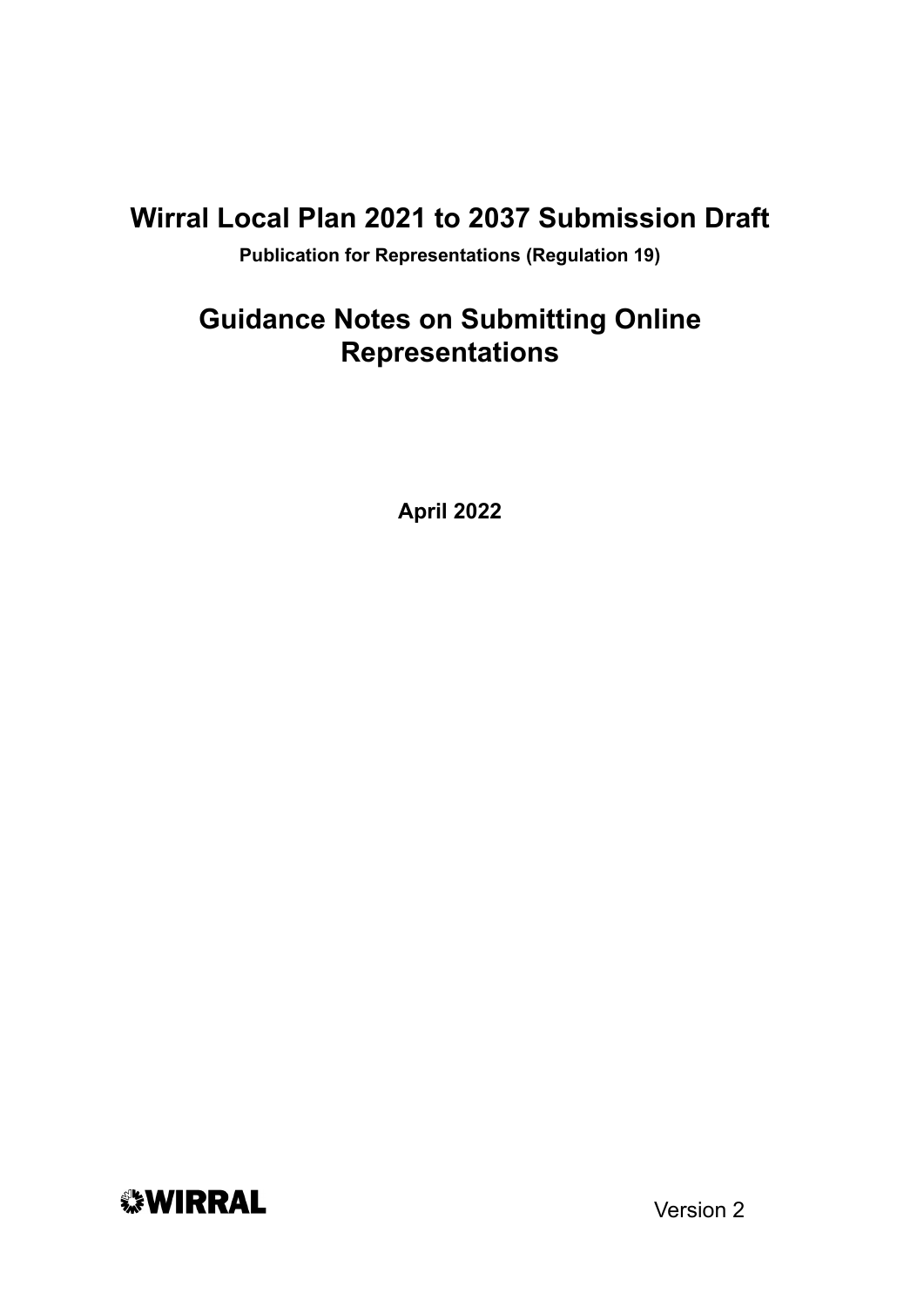# Wirral Local Plan 2021 to 2037 Submission Draft

**Publication for Representations (Regulation 19)**

## Guidance Notes on Submitting Online Representations

**April 2022**

WIRRAL

Version 2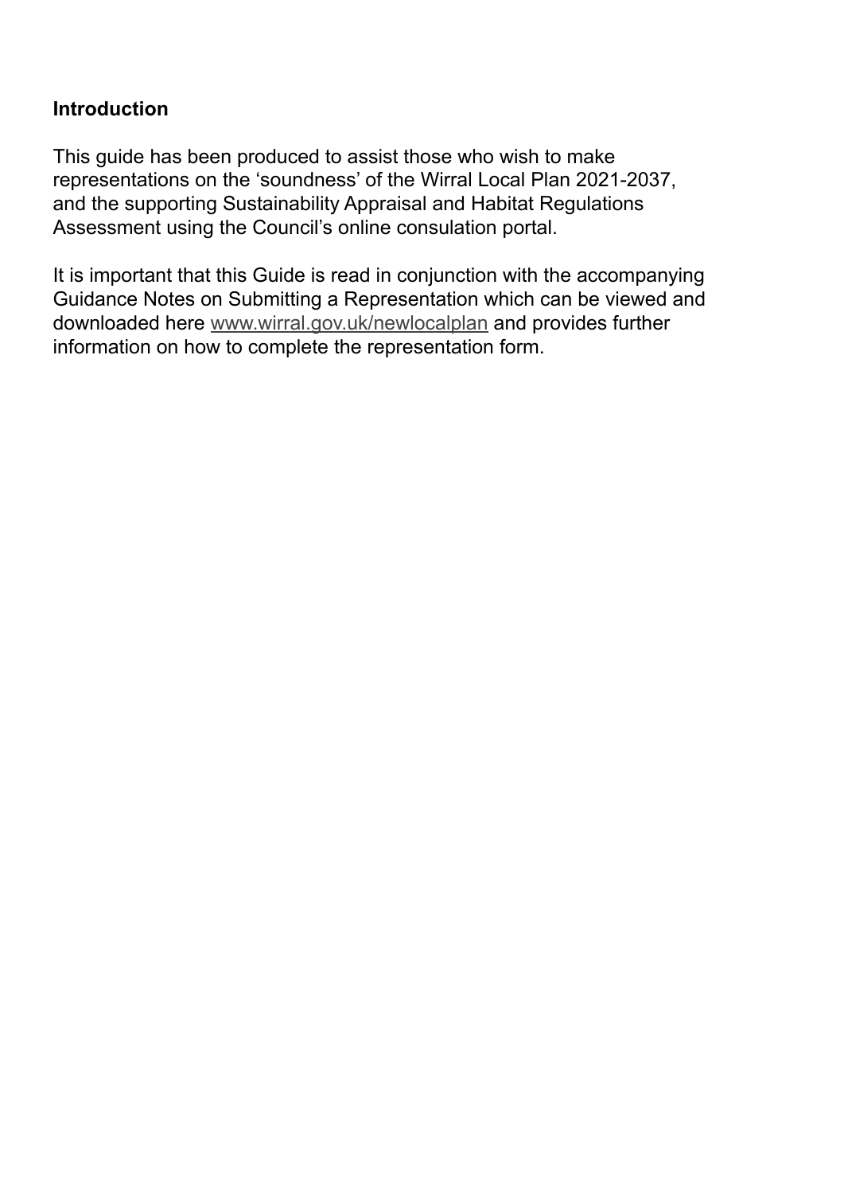## Introduction

This guide has been produced to assist those who wish to make representations on the 'soundness' of the Wirral Local Plan 2021-2037, and the supporting Sustainability Appraisal and Habitat Regulations Assessment using the Council's online consulation portal.

It is important that this Guide is read in conjunction with the accompanying Guidance Notes on Submitting a Representation which can be viewed and downloaded here www.wirral.gov.uk/newlocalplan and provides further information on how to complete the representation form.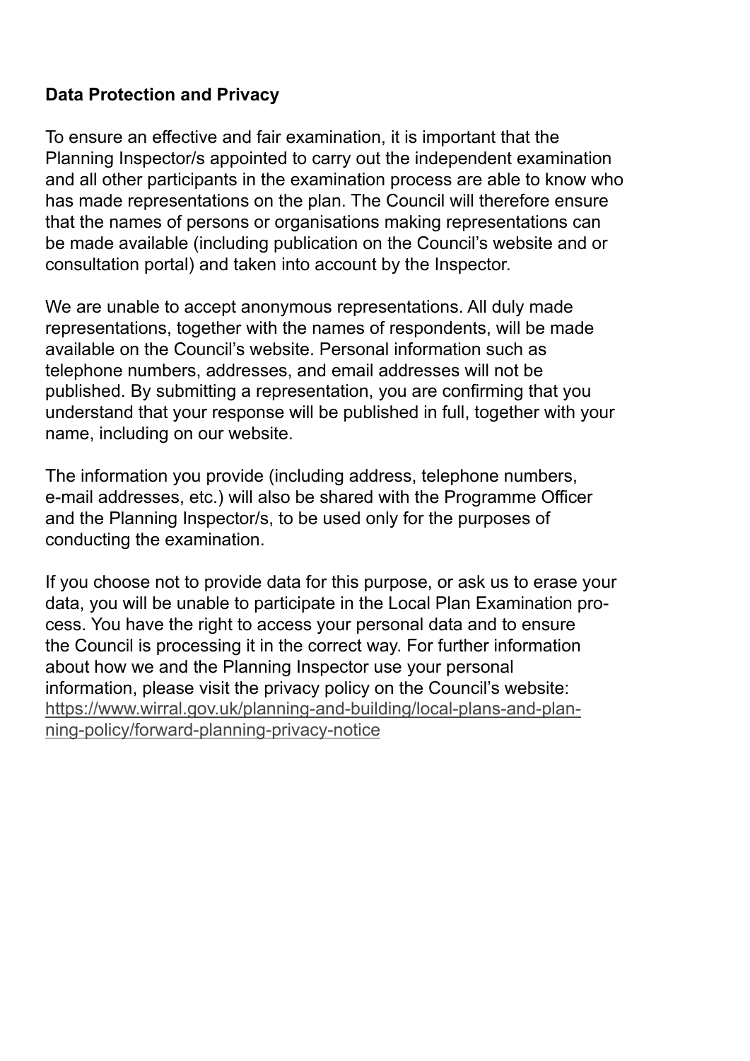**Data Protection and Privacy**

To ensure an effective and fair examination, it is important that the Planning Inspector/s appointed to carry out the independent examination and all other participants in the examination process are able to know who has made representations on the plan. The Council will therefore ensure that the names of persons or organisations making representations can be made available (including publication on the Council's website and or consultation portal) and taken into account by the Inspector.

We are unable to accept anonymous representations. All duly made representations, together with the names of respondents, will be made available on the Council's website. Personal information such as telephone numbers, addresses, and email addresses will not be published. By submitting a representation, you are confirming that you understand that your response will be published in full, together with your name, including on our website.

The information you provide (including address, telephone numbers, e-mail addresses, etc.) will also be shared with the Programme Officer and the Planning Inspector/s, to be used only for the purposes of conducting the examination.

If you choose not to provide data for this purpose, or ask us to erase your data, you will be unable to participate in the Local Plan Examination process. You have the right to access your personal data and to ensure the Council is processing it in the correct way. For further information about how we and the Planning Inspector use your personal information, please visit the privacy policy on the Council's website: [https://www.wirral.gov.uk/planning-and-building/local-plans-and-planning-policy/forward-planning-privacy-notice](https://www.wirral.gov.uk/planning-and-building/local-plans-and-planning-policy/forward-planning-privacy-notice)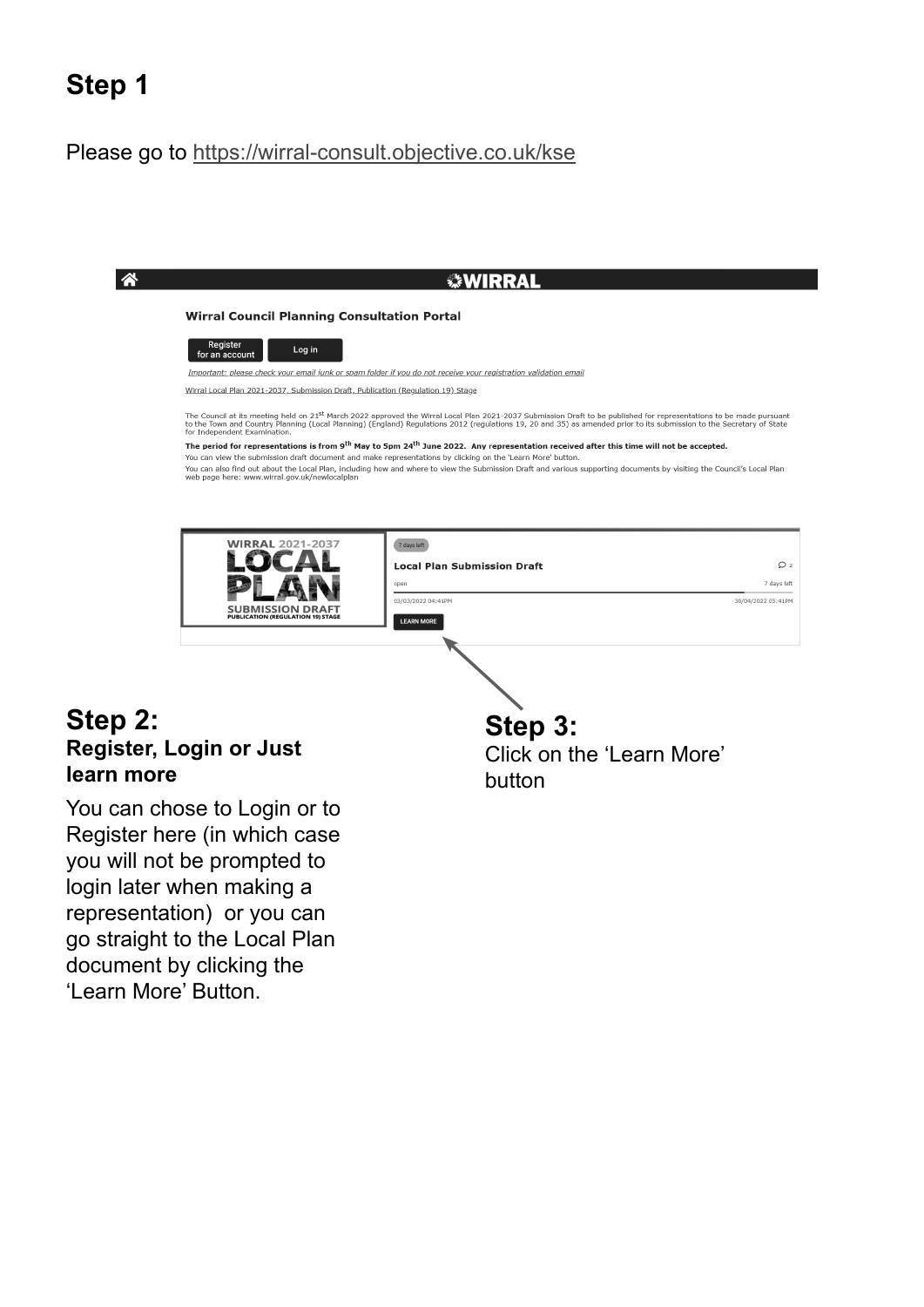# Step 1

Please go to https://wirral-consult.objective.co.uk/kse

WIRRAL

**Wirral Council Planning Consultation Portal**

Register for an account | Log in

*Important: please check your email junk or spam folder if you do not receive your registration validation email*

Wirral Local Plan 2021-2037, Submission Draft, Publication (Regulation 19) Stage

The Council at its meeting held on 21st March 2022 approved the Wirral Local Plan 2021-2037 Submission Draft to be published for representations to be made pursuant to the Town and Country Planning (Local Planning) (England) Regulations 2012 (regulations 19, 20 and 35) as amended prior to its submission to the Secretary of State for Independent Examination.

**The period for representations is from 9th May to 5pm 24th June 2022. Any representation received after this time will not be accepted.**

You can view the submission draft document and make representations by clicking on the 'Learn More' button.

You can also find out about the Local Plan, including how and where to view the Submission Draft and various supporting documents by visiting the Council's Local Plan web page here: www.wirral.gov.uk/newlocalplan

WIRRAL 2021-2037 LOCAL PLAN SUBMISSION DRAFT PUBLICATION (REGULATION 19) STAGE

7 days left

**Local Plan Submission Draft**

open

7 days left

03/03/2022 04:41PM

30/04/2022 05:41PM

LEARN MORE

## Step 2:

**Register, Login or Just learn more**

You can chose to Login or to Register here (in which case you will not be prompted to login later when making a representation) or you can go straight to the Local Plan document by clicking the 'Learn More' Button.

## Step 3:

Click on the 'Learn More' button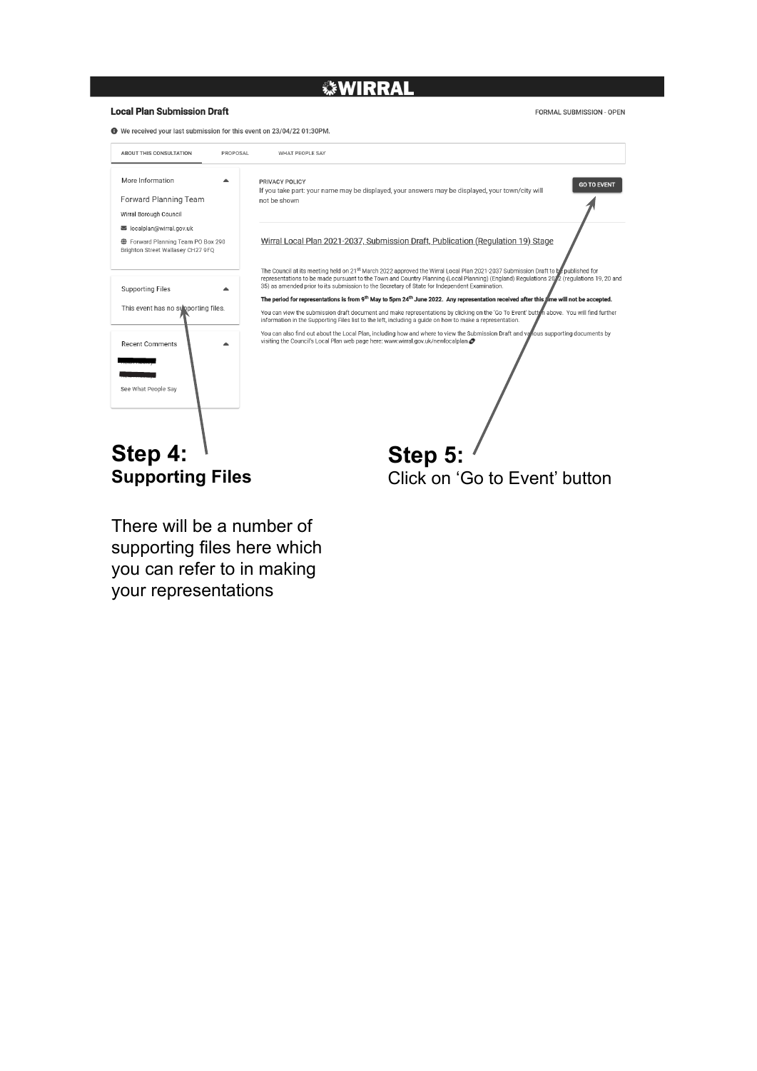WIRRAL

**Local Plan Submission Draft**

FORMAL SUBMISSION - OPEN

We received your last submission for this event on 23/04/22 01:30PM.

ABOUT THIS CONSULTATION | PROPOSAL | WHAT PEOPLE SAY

More Information

Forward Planning Team

Wirral Borough Council

localplan@wirral.gov.uk

Forward Planning Team PO Box 290 Brighton Street Wallasey CH27 9FQ

Supporting Files

This event has no supporting files.

Recent Comments

See What People Say

PRIVACY POLICY

If you take part: your name may be displayed, your answers may be displayed, your town/city will not be shown

GO TO EVENT

Wirral Local Plan 2021-2037, Submission Draft, Publication (Regulation 19) Stage

The Council at its meeting held on 21st March 2022 approved the Wirral Local Plan 2021-2037 Submission Draft to be published for representations to be made pursuant to the Town and Country Planning (Local Planning) (England) Regulations 2012 (regulations 19, 20 and 35) as amended prior to its submission to the Secretary of State for Independent Examination.

**The period for representations is from 9th May to 5pm 24th June 2022. Any representation received after this time will not be accepted.**

You can view the submission draft document and make representations by clicking on the 'Go To Event' button above. You will find further information in the Supporting Files list to the left, including a guide on how to make a representation.

You can also find out about the Local Plan, including how and where to view the Submission Draft and various supporting documents by visiting the Council's Local Plan web page here: www.wirral.gov.uk/newlocalplan

## Step 4:
**Supporting Files**

There will be a number of supporting files here which you can refer to in making your representations

## Step 5:
Click on 'Go to Event' button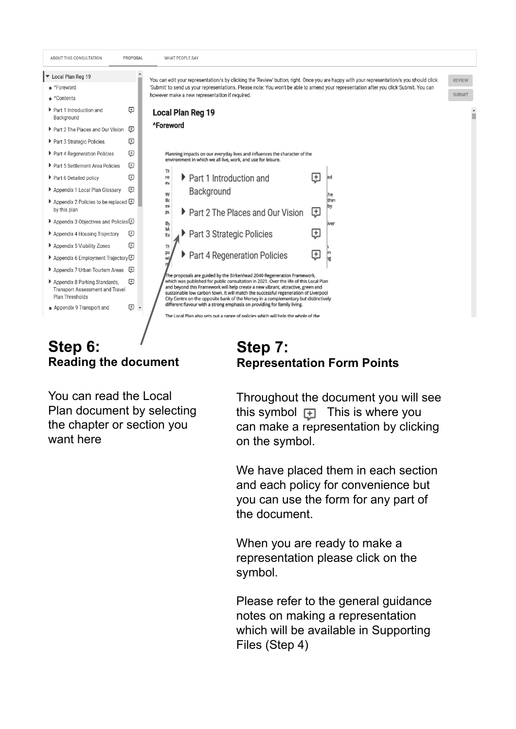ABOUT THIS CONSULTATION | PROPOSAL | WHAT PEOPLE SAY

- Local Plan Reg 19
  - ^Foreword
  - ^Contents
  - Part 1 Introduction and Background
  - Part 2 The Places and Our Vision
  - Part 3 Strategic Policies
  - Part 4 Regeneration Policies
  - Part 5 Settlement Area Policies
  - Part 6 Detailed policy
  - Appendix 1 Local Plan Glossary
  - Appendix 2 Policies to be replaced by this plan
  - Appendix 3 Objectives and Policies
  - Appendix 4 Housing Trajectory
  - Appendix 5 Viability Zones
  - Appendix 6 Employment Trajectory
  - Appendix 7 Urban Tourism Areas
  - Appendix 8 Parking Standards, Transport Assessment and Travel Plan Thresholds
  - Appendix 9 Transport and

You can edit your representation/s by clicking the 'Review' button, right. Once you are happy with your representation/s you should click 'Submit' to send us your representations. Please note: You won't be able to amend your representation after you click Submit. You can however make a new representation if required.

REVIEW

SUBMIT

**Local Plan Reg 19**

**^Foreword**

Planning impacts on our everyday lives and influences the character of the environment in which we all live, work, and use for leisure.

- Part 1 Introduction and Background
- Part 2 The Places and Our Vision
- Part 3 Strategic Policies
- Part 4 Regeneration Policies

The proposals are guided by the Birkenhead 2040 Regeneration Framework, which was published for public consultation in 2021. Over the life of this Local Plan and beyond this Framework will help create a new vibrant, attractive, green and sustainable low carbon town. It will match the successful regeneration of Liverpool City Centre on the opposite bank of the Mersey in a complementary but distinctively different flavour with a strong emphasis on providing for family living.

The Local Plan also sets out a range of policies which will help the whole of the

## Step 6:
### Reading the document

You can read the Local Plan document by selecting the chapter or section you want here

## Step 7:
### Representation Form Points

Throughout the document you will see this symbol [+] This is where you can make a representation by clicking on the symbol.

We have placed them in each section and each policy for convenience but you can use the form for any part of the document.

When you are ready to make a representation please click on the symbol.

Please refer to the general guidance notes on making a representation which will be available in Supporting Files (Step 4)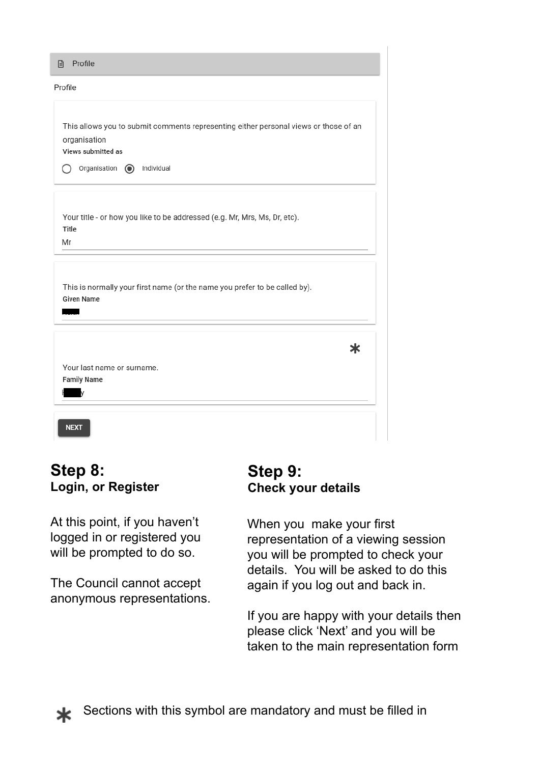Profile

Profile

This allows you to submit comments representing either personal views or those of an organisation

**Views submitted as**

○ Organisation ◉ Individual

Your title - or how you like to be addressed (e.g. Mr, Mrs, Ms, Dr, etc).

**Title**

Mr

This is normally your first name (or the name you prefer to be called by).

**Given Name**

*

Your last name or surname.

**Family Name**

NEXT

## Step 8:
### Login, or Register

At this point, if you haven't logged in or registered you will be prompted to do so.

The Council cannot accept anonymous representations.

## Step 9:
### Check your details

When you make your first representation of a viewing session you will be prompted to check your details. You will be asked to do this again if you log out and back in.

If you are happy with your details then please click 'Next' and you will be taken to the main representation form

* Sections with this symbol are mandatory and must be filled in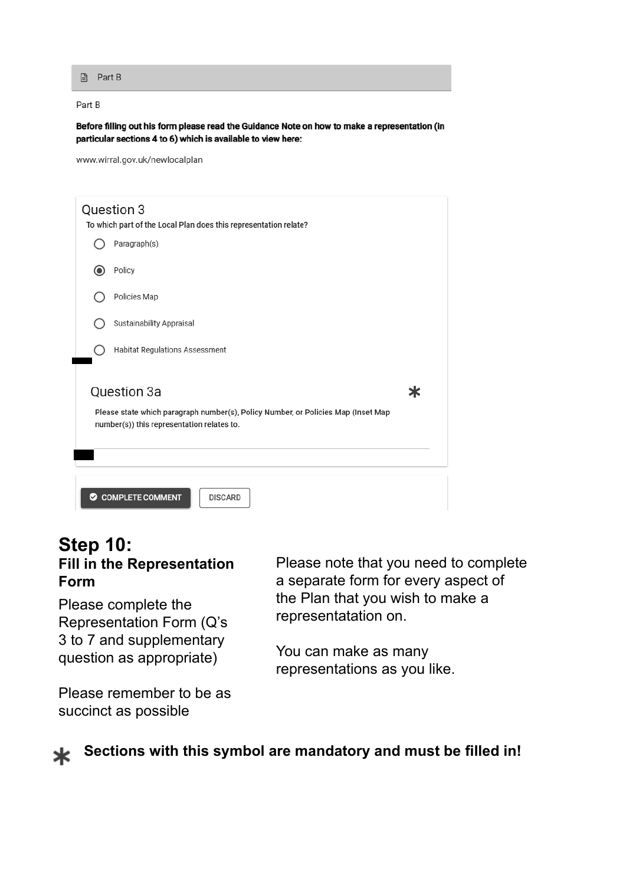Part B

Part B

**Before filling out his form please read the Guidance Note on how to make a representation (in particular sections 4 to 6) which is available to view here:**

www.wirral.gov.uk/newlocalplan

Question 3

To which part of the Local Plan does this representation relate?

- ○ Paragraph(s)
- ◉ Policy
- ○ Policies Map
- ○ Sustainability Appraisal
- ○ Habitat Regulations Assessment

Question 3a *

**Please state which paragraph number(s), Policy Number, or Policies Map (Inset Map number(s)) this representation relates to.**

COMPLETE COMMENT | DISCARD

## Step 10:

### Fill in the Representation Form

Please complete the Representation Form (Q's 3 to 7 and supplementary question as appropriate)

Please remember to be as succinct as possible

Please note that you need to complete a separate form for every aspect of the Plan that you wish to make a representatation on.

You can make as many representations as you like.

\* **Sections with this symbol are mandatory and must be filled in!**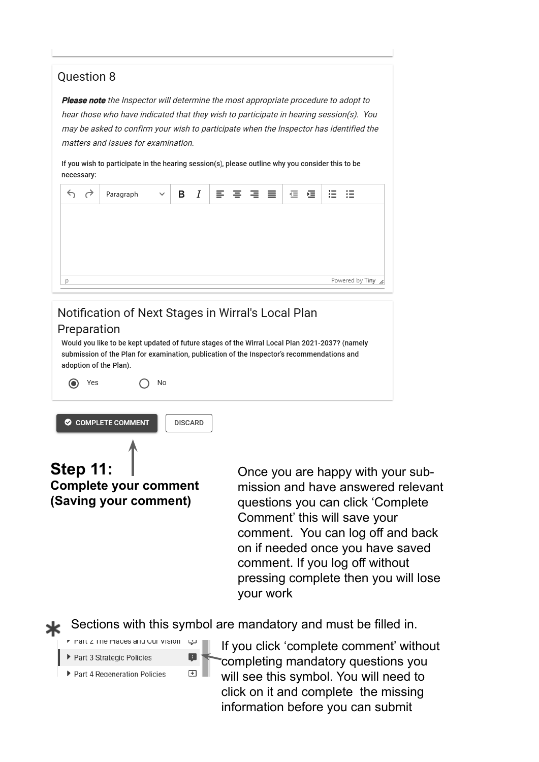## Question 8

***Please note** the Inspector will determine the most appropriate procedure to adopt to hear those who have indicated that they wish to participate in hearing session(s). You may be asked to confirm your wish to participate when the Inspector has identified the matters and issues for examination.*

If you wish to participate in the hearing session(s), please outline why you consider this to be necessary:

Paragraph

p Powered by Tiny

## Notification of Next Stages in Wirral's Local Plan Preparation

Would you like to be kept updated of future stages of the Wirral Local Plan 2021-2037? (namely submission of the Plan for examination, publication of the Inspector's recommendations and adoption of the Plan).

Yes No

COMPLETE COMMENT DISCARD

# Step 11:

**Complete your comment (Saving your comment)**

Once you are happy with your submission and have answered relevant questions you can click 'Complete Comment' this will save your comment. You can log off and back on if needed once you have saved comment. If you log off without pressing complete then you will lose your work

* Sections with this symbol are mandatory and must be filled in.

Part 2 The Places and Our Vision

Part 3 Strategic Policies

Part 4 Regeneration Policies

If you click 'complete comment' without completing mandatory questions you will see this symbol. You will need to click on it and complete the missing information before you can submit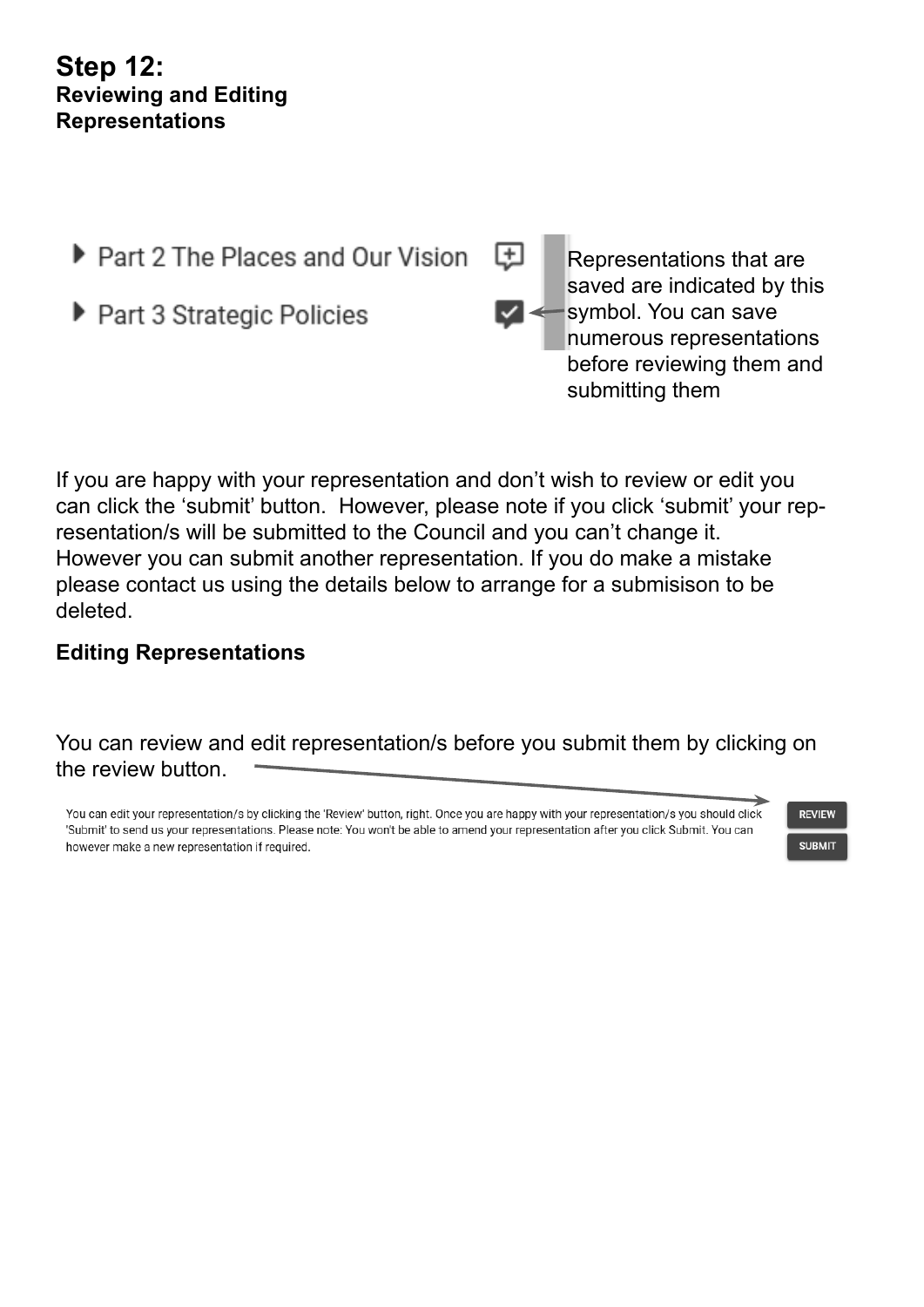## Step 12:
### Reviewing and Editing Representations

▸ Part 2 The Places and Our Vision

▸ Part 3 Strategic Policies

Representations that are saved are indicated by this symbol. You can save numerous representations before reviewing them and submitting them

If you are happy with your representation and don't wish to review or edit you can click the 'submit' button. However, please note if you click 'submit' your representation/s will be submitted to the Council and you can't change it. However you can submit another representation. If you do make a mistake please contact us using the details below to arrange for a submisison to be deleted.

**Editing Representations**

You can review and edit representation/s before you submit them by clicking on the review button.

You can edit your representation/s by clicking the 'Review' button, right. Once you are happy with your representation/s you should click 'Submit' to send us your representations. Please note: You won't be able to amend your representation after you click Submit. You can however make a new representation if required.

REVIEW

SUBMIT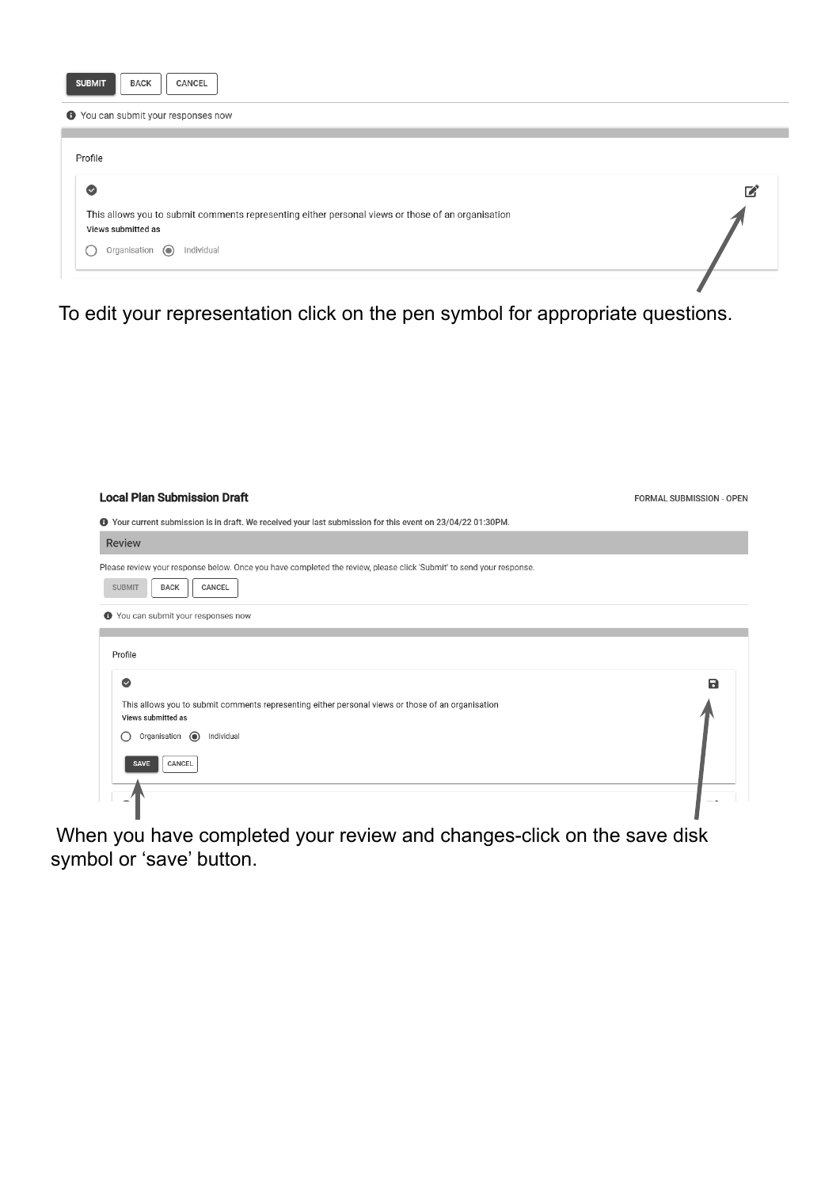SUBMIT BACK CANCEL

You can submit your responses now

Profile

This allows you to submit comments representing either personal views or those of an organisation

Views submitted as

Organisation Individual

To edit your representation click on the pen symbol for appropriate questions.

**Local Plan Submission Draft** FORMAL SUBMISSION - OPEN

Your current submission is in draft. We received your last submission for this event on 23/04/22 01:30PM.

Review

Please review your response below. Once you have completed the review, please click 'Submit' to send your response.

SUBMIT BACK CANCEL

You can submit your responses now

Profile

This allows you to submit comments representing either personal views or those of an organisation

Views submitted as

Organisation Individual

SAVE CANCEL

When you have completed your review and changes-click on the save disk symbol or 'save' button.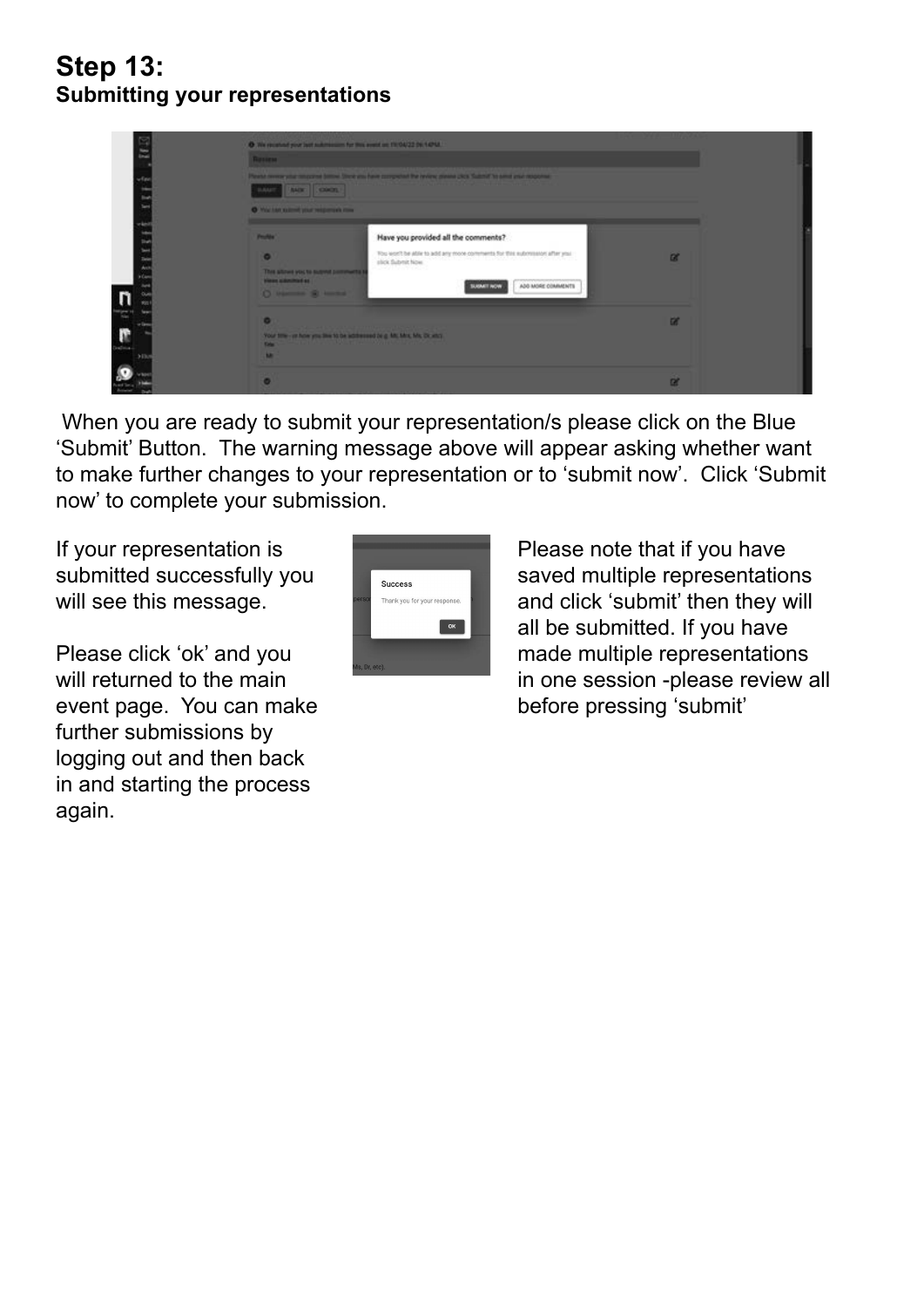## Step 13:
### Submitting your representations

When you are ready to submit your representation/s please click on the Blue 'Submit' Button. The warning message above will appear asking whether want to make further changes to your representation or to 'submit now'. Click 'Submit now' to complete your submission.

If your representation is submitted successfully you will see this message.

Please click 'ok' and you will returned to the main event page. You can make further submissions by logging out and then back in and starting the process again.

Please note that if you have saved multiple representations and click 'submit' then they will all be submitted. If you have made multiple representations in one session -please review all before pressing 'submit'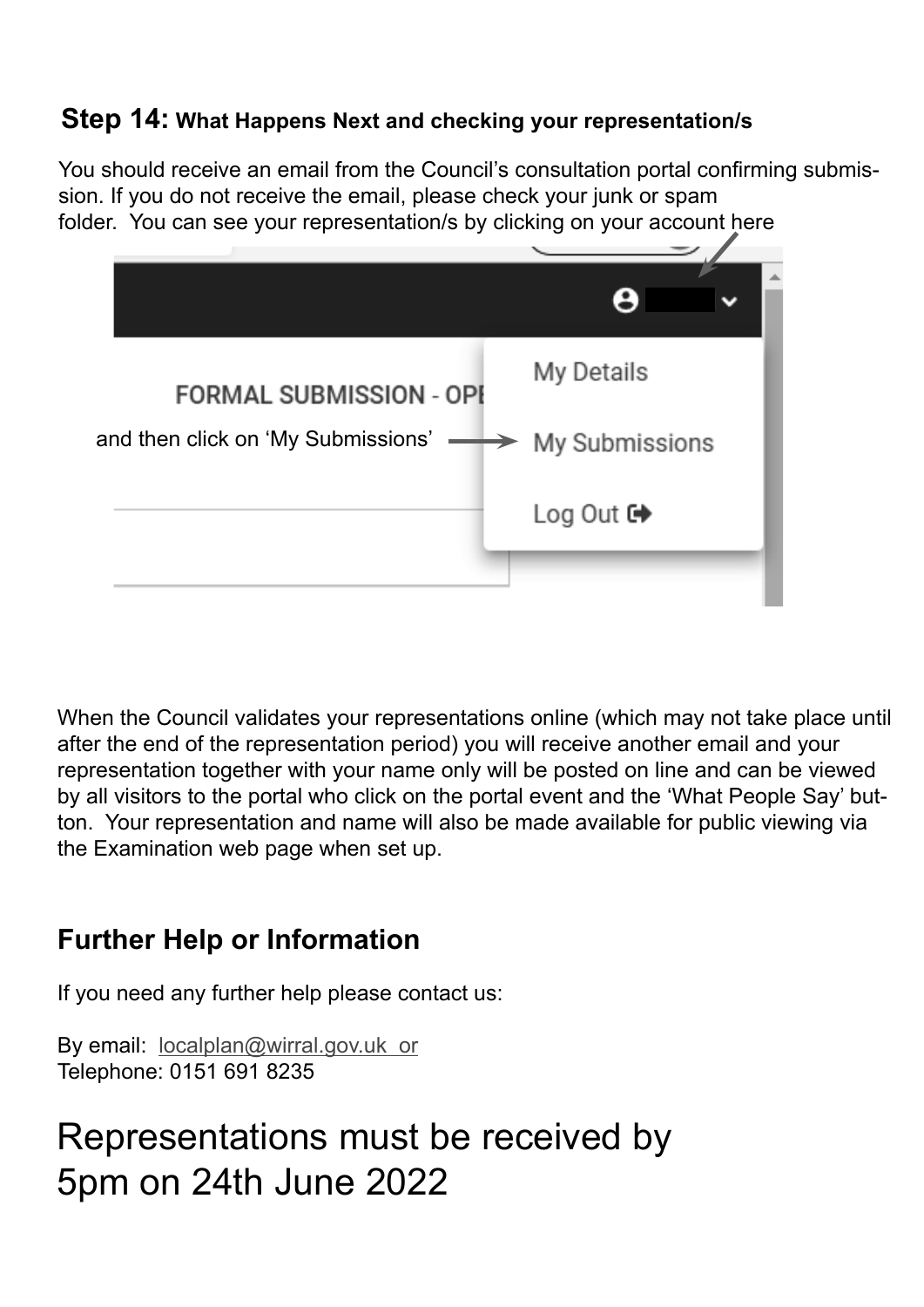## **Step 14:** What Happens Next and checking your representation/s

You should receive an email from the Council's consultation portal confirming submission. If you do not receive the email, please check your junk or spam folder. You can see your representation/s by clicking on your account here

and then click on 'My Submissions'

When the Council validates your representations online (which may not take place until after the end of the representation period) you will receive another email and your representation together with your name only will be posted on line and can be viewed by all visitors to the portal who click on the portal event and the 'What People Say' button. Your representation and name will also be made available for public viewing via the Examination web page when set up.

## Further Help or Information

If you need any further help please contact us:

By email: localplan@wirral.gov.uk or
Telephone: 0151 691 8235

# Representations must be received by 5pm on 24th June 2022